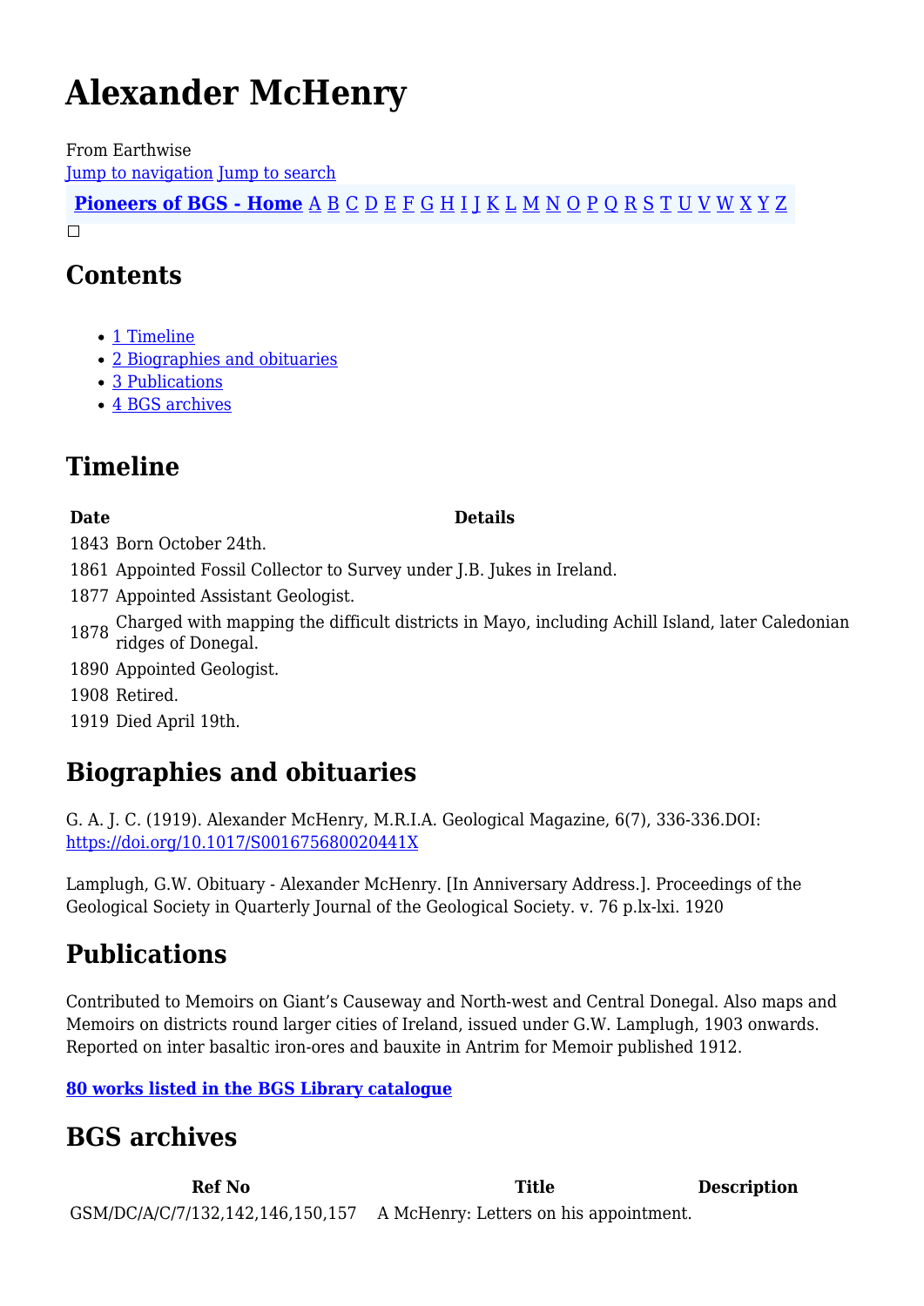# Alexander McHenry

From Earthwise

Jump to navigation Jump to search

**Pioneers of BGS - Home** A B C D E F G H I J K L M N O P Q R S T U V W X Y Z

## Contents

- 1 Timeline
- 2 Biographies and obituaries
- 3 Publications
- 4 BGS archives

## Timeline

| Date | Details |
|---|---|
| 1843 | Born October 24th. |
| 1861 | Appointed Fossil Collector to Survey under J.B. Jukes in Ireland. |
| 1877 | Appointed Assistant Geologist. |
| 1878 | Charged with mapping the difficult districts in Mayo, including Achill Island, later Caledonian ridges of Donegal. |
| 1890 | Appointed Geologist. |
| 1908 | Retired. |
| 1919 | Died April 19th. |

## Biographies and obituaries

G. A. J. C. (1919). Alexander McHenry, M.R.I.A. Geological Magazine, 6(7), 336-336.DOI: https://doi.org/10.1017/S001675680020441X

Lamplugh, G.W. Obituary - Alexander McHenry. [In Anniversary Address.]. Proceedings of the Geological Society in Quarterly Journal of the Geological Society. v. 76 p.lx-lxi. 1920

## Publications

Contributed to Memoirs on Giant's Causeway and North-west and Central Donegal. Also maps and Memoirs on districts round larger cities of Ireland, issued under G.W. Lamplugh, 1903 onwards. Reported on inter basaltic iron-ores and bauxite in Antrim for Memoir published 1912.

**80 works listed in the BGS Library catalogue**

## BGS archives

| Ref No | Title | Description |
|---|---|---|
| GSM/DC/A/C/7/132,142,146,150,157 | A McHenry: Letters on his appointment. | |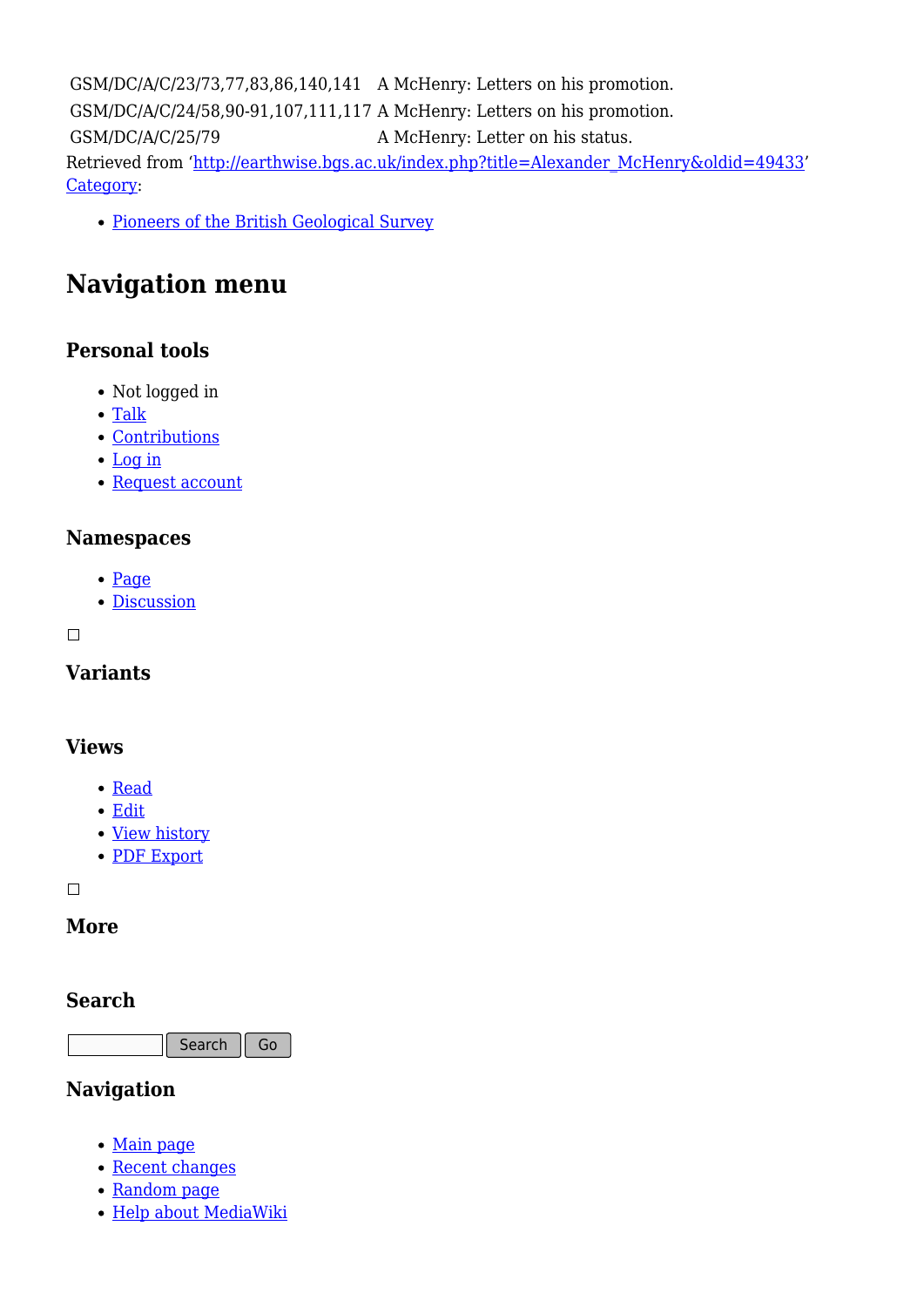| | |
|---|---|
| GSM/DC/A/C/23/73,77,83,86,140,141 | A McHenry: Letters on his promotion. |
| GSM/DC/A/C/24/58,90-91,107,111,117 | A McHenry: Letters on his promotion. |
| GSM/DC/A/C/25/79 | A McHenry: Letter on his status. |

Retrieved from ‘http://earthwise.bgs.ac.uk/index.php?title=Alexander_McHenry&oldid=49433’
Category:

- Pioneers of the British Geological Survey

# Navigation menu

### Personal tools

- Not logged in
- Talk
- Contributions
- Log in
- Request account

### Namespaces

- Page
- Discussion

### Variants

### Views

- Read
- Edit
- View history
- PDF Export

### More

### Search

Search Go

### Navigation

- Main page
- Recent changes
- Random page
- Help about MediaWiki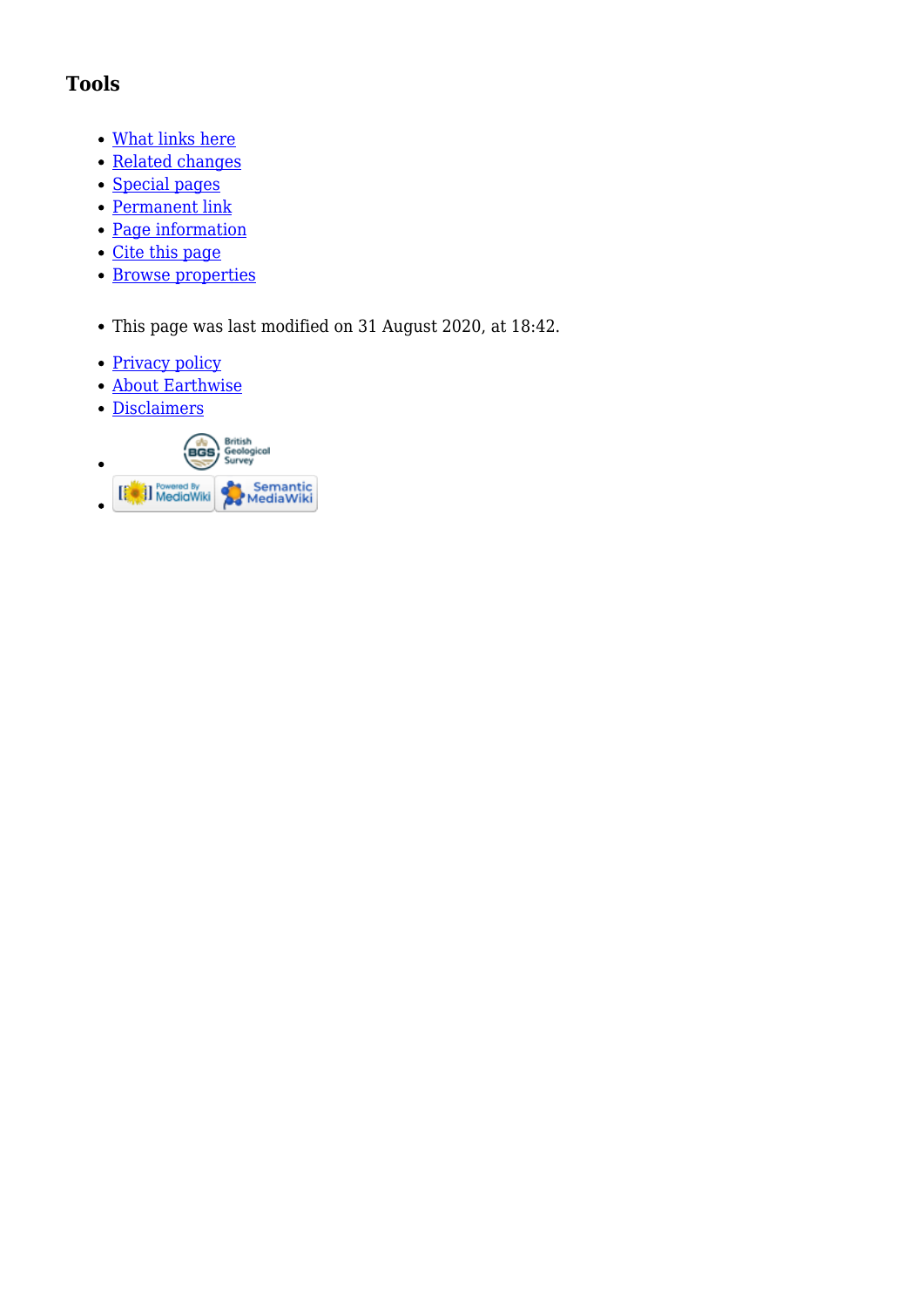## Tools

- What links here
- Related changes
- Special pages
- Permanent link
- Page information
- Cite this page
- Browse properties

- This page was last modified on 31 August 2020, at 18:42.

- Privacy policy
- About Earthwise
- Disclaimers